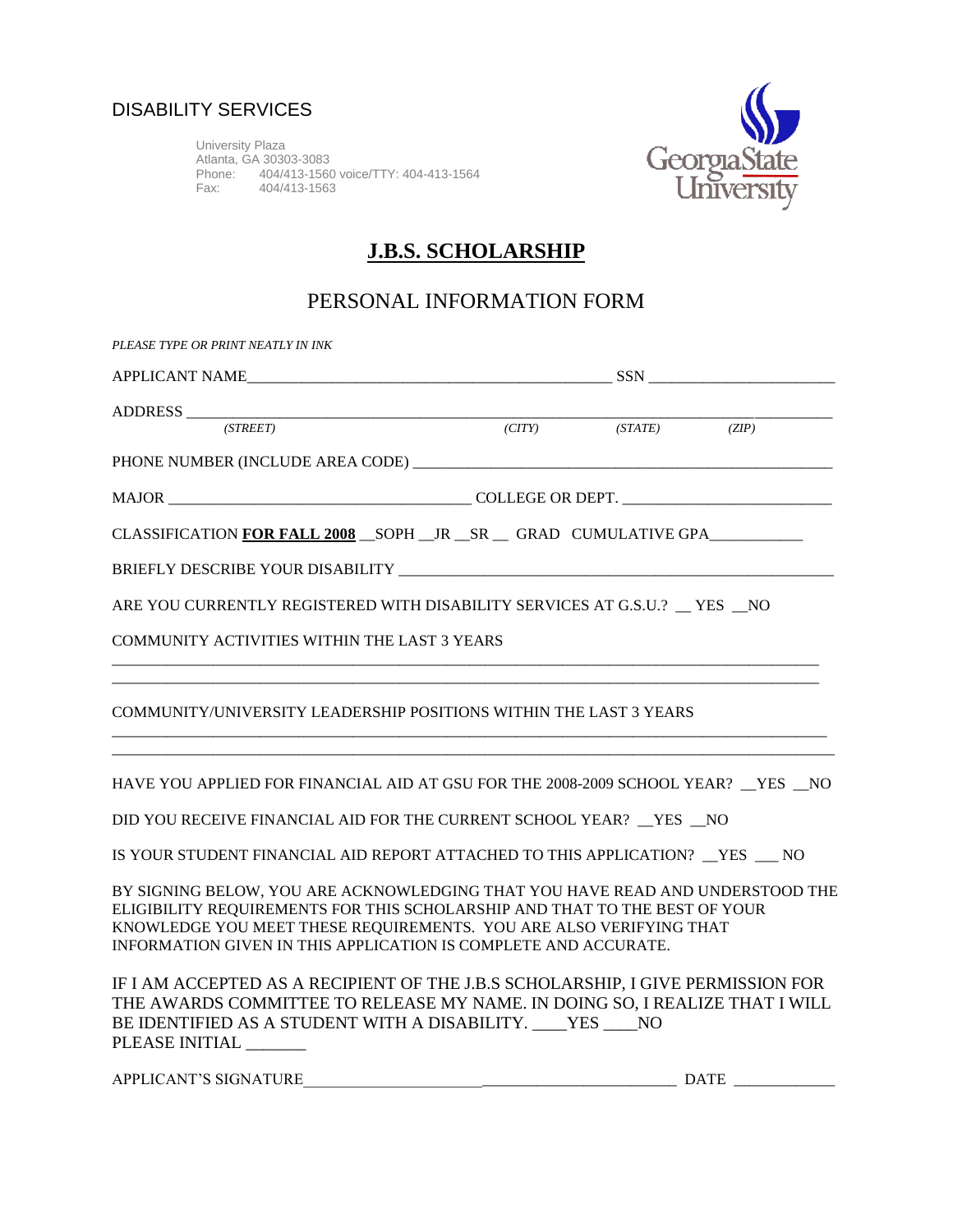DISABILITY SERVICES

University Plaza
Atlanta, GA 30303-3083
Phone: 404/413-1560 voice/TTY: 404-413-1564
Fax: 404/413-1563

Georgia State University

# J.B.S. SCHOLARSHIP

## PERSONAL INFORMATION FORM

*PLEASE TYPE OR PRINT NEATLY IN INK*

APPLICANT NAME_____________________________________________ SSN _______________________

ADDRESS ________________________________________________________________________________
*(STREET)* *(CITY)* *(STATE)* *(ZIP)*

PHONE NUMBER (INCLUDE AREA CODE) ____________________________________________________

MAJOR _____________________________________ COLLEGE OR DEPT. _________________________

CLASSIFICATION **FOR FALL 2008** __SOPH __JR __SR __ GRAD CUMULATIVE GPA___________

BRIEFLY DESCRIBE YOUR DISABILITY _____________________________________________________

ARE YOU CURRENTLY REGISTERED WITH DISABILITY SERVICES AT G.S.U.? __ YES __NO

COMMUNITY ACTIVITIES WITHIN THE LAST 3 YEARS

________________________________________________________________________________________
________________________________________________________________________________________

COMMUNITY/UNIVERSITY LEADERSHIP POSITIONS WITHIN THE LAST 3 YEARS

________________________________________________________________________________________
________________________________________________________________________________________

HAVE YOU APPLIED FOR FINANCIAL AID AT GSU FOR THE 2008-2009 SCHOOL YEAR? __YES __NO

DID YOU RECEIVE FINANCIAL AID FOR THE CURRENT SCHOOL YEAR? __YES __NO

IS YOUR STUDENT FINANCIAL AID REPORT ATTACHED TO THIS APPLICATION? __YES ___ NO

BY SIGNING BELOW, YOU ARE ACKNOWLEDGING THAT YOU HAVE READ AND UNDERSTOOD THE ELIGIBILITY REQUIREMENTS FOR THIS SCHOLARSHIP AND THAT TO THE BEST OF YOUR KNOWLEDGE YOU MEET THESE REQUIREMENTS. YOU ARE ALSO VERIFYING THAT INFORMATION GIVEN IN THIS APPLICATION IS COMPLETE AND ACCURATE.

IF I AM ACCEPTED AS A RECIPIENT OF THE J.B.S SCHOLARSHIP, I GIVE PERMISSION FOR THE AWARDS COMMITTEE TO RELEASE MY NAME. IN DOING SO, I REALIZE THAT I WILL BE IDENTIFIED AS A STUDENT WITH A DISABILITY. ____YES ____NO
PLEASE INITIAL _______

APPLICANT'S SIGNATURE_____________________________________________ DATE ____________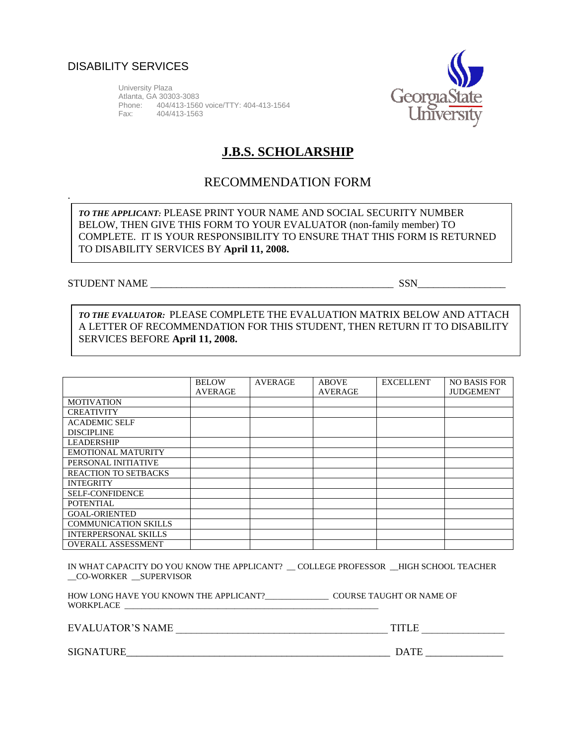DISABILITY SERVICES

University Plaza
Atlanta, GA 30303-3083
Phone: 404/413-1560 voice/TTY: 404-413-1564
Fax: 404/413-1563

# **J.B.S. SCHOLARSHIP**

## RECOMMENDATION FORM

***TO THE APPLICANT:*** PLEASE PRINT YOUR NAME AND SOCIAL SECURITY NUMBER BELOW, THEN GIVE THIS FORM TO YOUR EVALUATOR (non-family member) TO COMPLETE. IT IS YOUR RESPONSIBILITY TO ENSURE THAT THIS FORM IS RETURNED TO DISABILITY SERVICES BY **April 11, 2008.**

STUDENT NAME ______________________________________________ SSN________________

***TO THE EVALUATOR:*** PLEASE COMPLETE THE EVALUATION MATRIX BELOW AND ATTACH A LETTER OF RECOMMENDATION FOR THIS STUDENT, THEN RETURN IT TO DISABILITY SERVICES BEFORE **April 11, 2008.**

| | BELOW AVERAGE | AVERAGE | ABOVE AVERAGE | EXCELLENT | NO BASIS FOR JUDGEMENT |
|---|---|---|---|---|---|
| MOTIVATION | | | | | |
| CREATIVITY | | | | | |
| ACADEMIC SELF DISCIPLINE | | | | | |
| LEADERSHIP | | | | | |
| EMOTIONAL MATURITY | | | | | |
| PERSONAL INITIATIVE | | | | | |
| REACTION TO SETBACKS | | | | | |
| INTEGRITY | | | | | |
| SELF-CONFIDENCE | | | | | |
| POTENTIAL | | | | | |
| GOAL-ORIENTED | | | | | |
| COMMUNICATION SKILLS | | | | | |
| INTERPERSONAL SKILLS | | | | | |
| OVERALL ASSESSMENT | | | | | |

IN WHAT CAPACITY DO YOU KNOW THE APPLICANT? __ COLLEGE PROFESSOR __HIGH SCHOOL TEACHER __CO-WORKER __SUPERVISOR

HOW LONG HAVE YOU KNOWN THE APPLICANT?______________ COURSE TAUGHT OR NAME OF WORKPLACE ____________________________________________________________

EVALUATOR'S NAME ________________________________________ TITLE ________________

SIGNATURE____________________________________________________ DATE ______________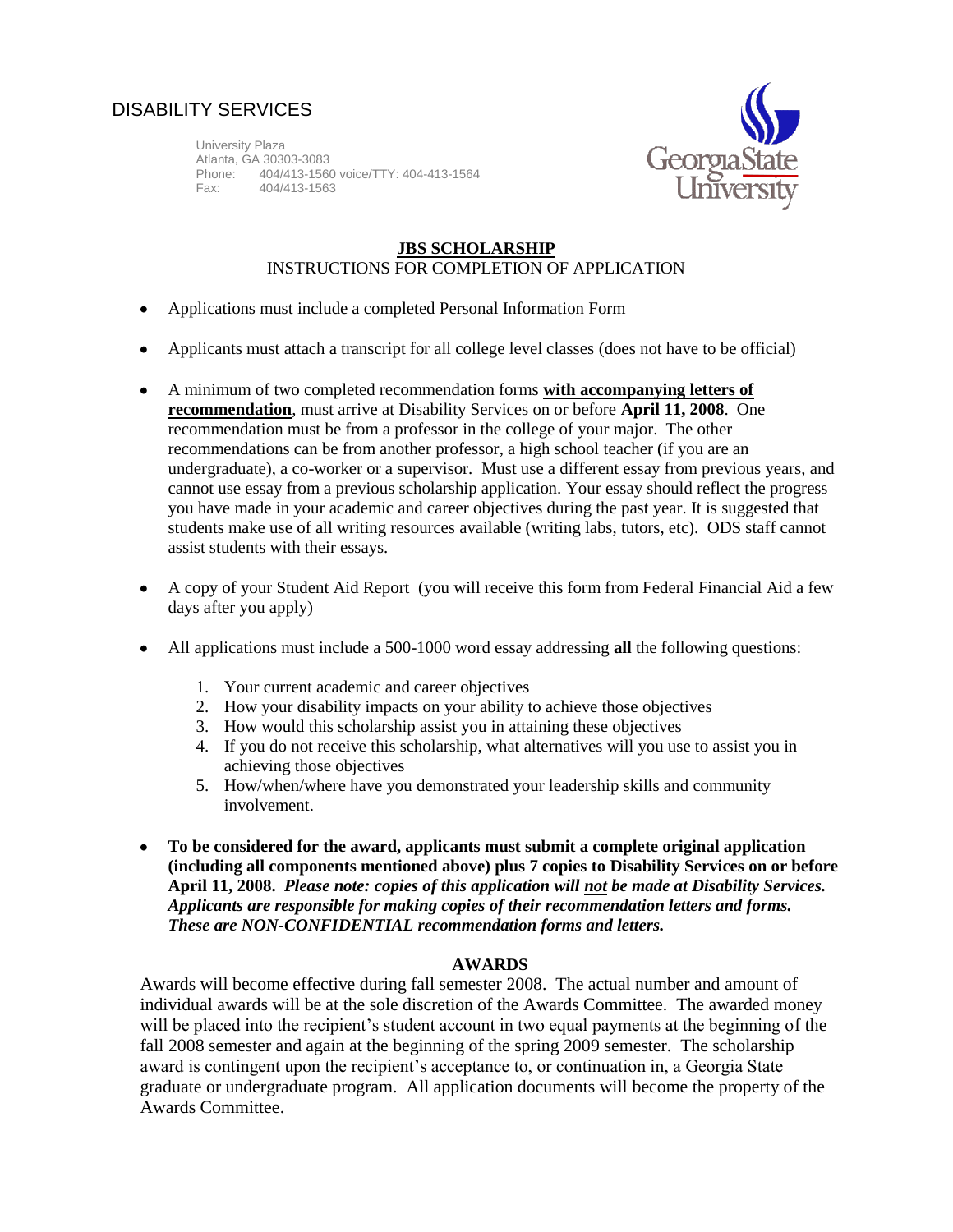# DISABILITY SERVICES

University Plaza
Atlanta, GA 30303-3083
Phone: 404/413-1560 voice/TTY: 404-413-1564
Fax: 404/413-1563

Georgia State University

## JBS SCHOLARSHIP

INSTRUCTIONS FOR COMPLETION OF APPLICATION

- Applications must include a completed Personal Information Form
- Applicants must attach a transcript for all college level classes (does not have to be official)
- A minimum of two completed recommendation forms **with accompanying letters of recommendation**, must arrive at Disability Services on or before **April 11, 2008**. One recommendation must be from a professor in the college of your major. The other recommendations can be from another professor, a high school teacher (if you are an undergraduate), a co-worker or a supervisor. Must use a different essay from previous years, and cannot use essay from a previous scholarship application. Your essay should reflect the progress you have made in your academic and career objectives during the past year. It is suggested that students make use of all writing resources available (writing labs, tutors, etc). ODS staff cannot assist students with their essays.
- A copy of your Student Aid Report (you will receive this form from Federal Financial Aid a few days after you apply)
- All applications must include a 500-1000 word essay addressing **all** the following questions:
  1. Your current academic and career objectives
  2. How your disability impacts on your ability to achieve those objectives
  3. How would this scholarship assist you in attaining these objectives
  4. If you do not receive this scholarship, what alternatives will you use to assist you in achieving those objectives
  5. How/when/where have you demonstrated your leadership skills and community involvement.
- **To be considered for the award, applicants must submit a complete original application (including all components mentioned above) plus 7 copies to Disability Services on or before April 11, 2008.** ***Please note: copies of this application will not be made at Disability Services. Applicants are responsible for making copies of their recommendation letters and forms. These are NON-CONFIDENTIAL recommendation forms and letters.***

### AWARDS

Awards will become effective during fall semester 2008. The actual number and amount of individual awards will be at the sole discretion of the Awards Committee. The awarded money will be placed into the recipient's student account in two equal payments at the beginning of the fall 2008 semester and again at the beginning of the spring 2009 semester. The scholarship award is contingent upon the recipient's acceptance to, or continuation in, a Georgia State graduate or undergraduate program. All application documents will become the property of the Awards Committee.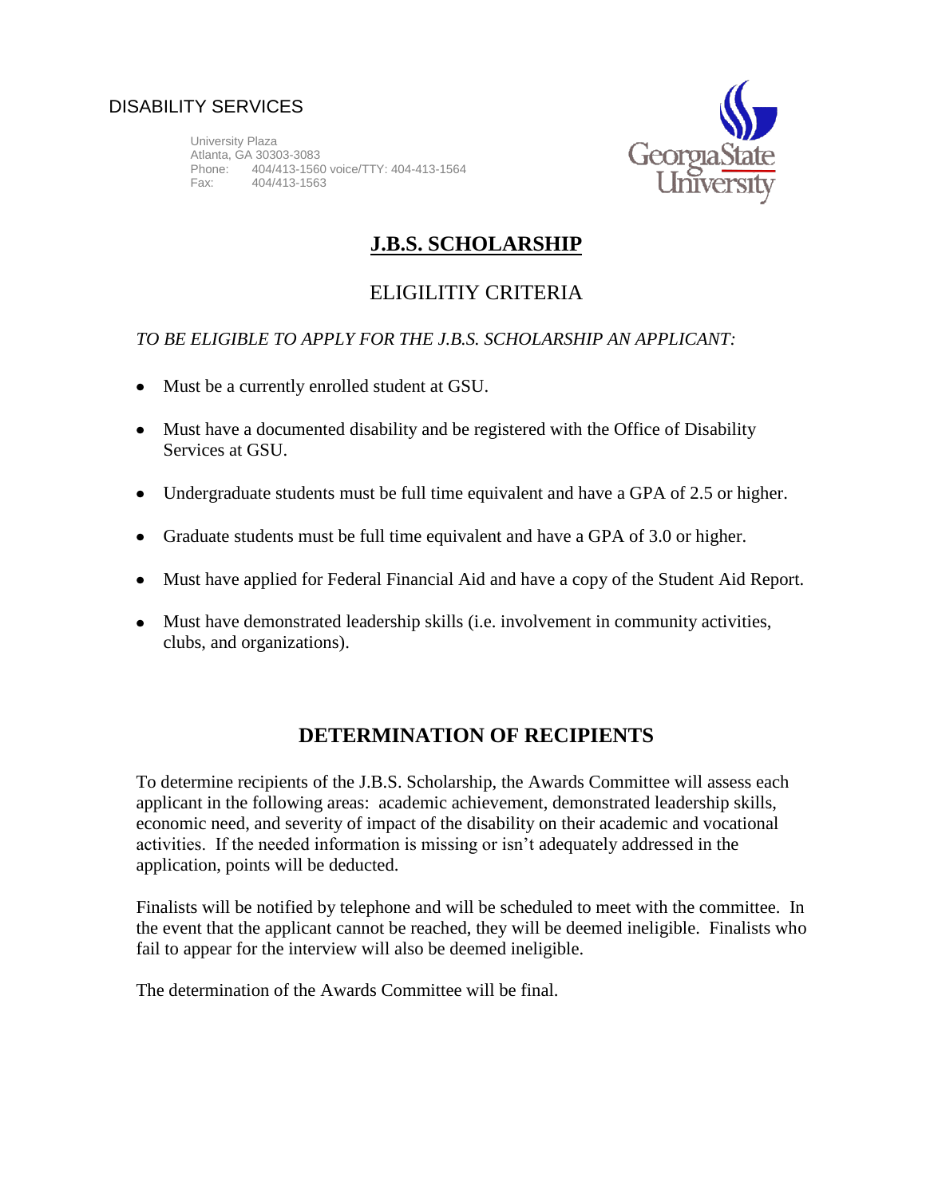DISABILITY SERVICES

University Plaza
Atlanta, GA 30303-3083
Phone: 404/413-1560 voice/TTY: 404-413-1564
Fax: 404/413-1563

Georgia State University

# J.B.S. SCHOLARSHIP

## ELIGILITIY CRITERIA

*TO BE ELIGIBLE TO APPLY FOR THE J.B.S. SCHOLARSHIP AN APPLICANT:*

- Must be a currently enrolled student at GSU.
- Must have a documented disability and be registered with the Office of Disability Services at GSU.
- Undergraduate students must be full time equivalent and have a GPA of 2.5 or higher.
- Graduate students must be full time equivalent and have a GPA of 3.0 or higher.
- Must have applied for Federal Financial Aid and have a copy of the Student Aid Report.
- Must have demonstrated leadership skills (i.e. involvement in community activities, clubs, and organizations).

## DETERMINATION OF RECIPIENTS

To determine recipients of the J.B.S. Scholarship, the Awards Committee will assess each applicant in the following areas: academic achievement, demonstrated leadership skills, economic need, and severity of impact of the disability on their academic and vocational activities. If the needed information is missing or isn't adequately addressed in the application, points will be deducted.

Finalists will be notified by telephone and will be scheduled to meet with the committee. In the event that the applicant cannot be reached, they will be deemed ineligible. Finalists who fail to appear for the interview will also be deemed ineligible.

The determination of the Awards Committee will be final.